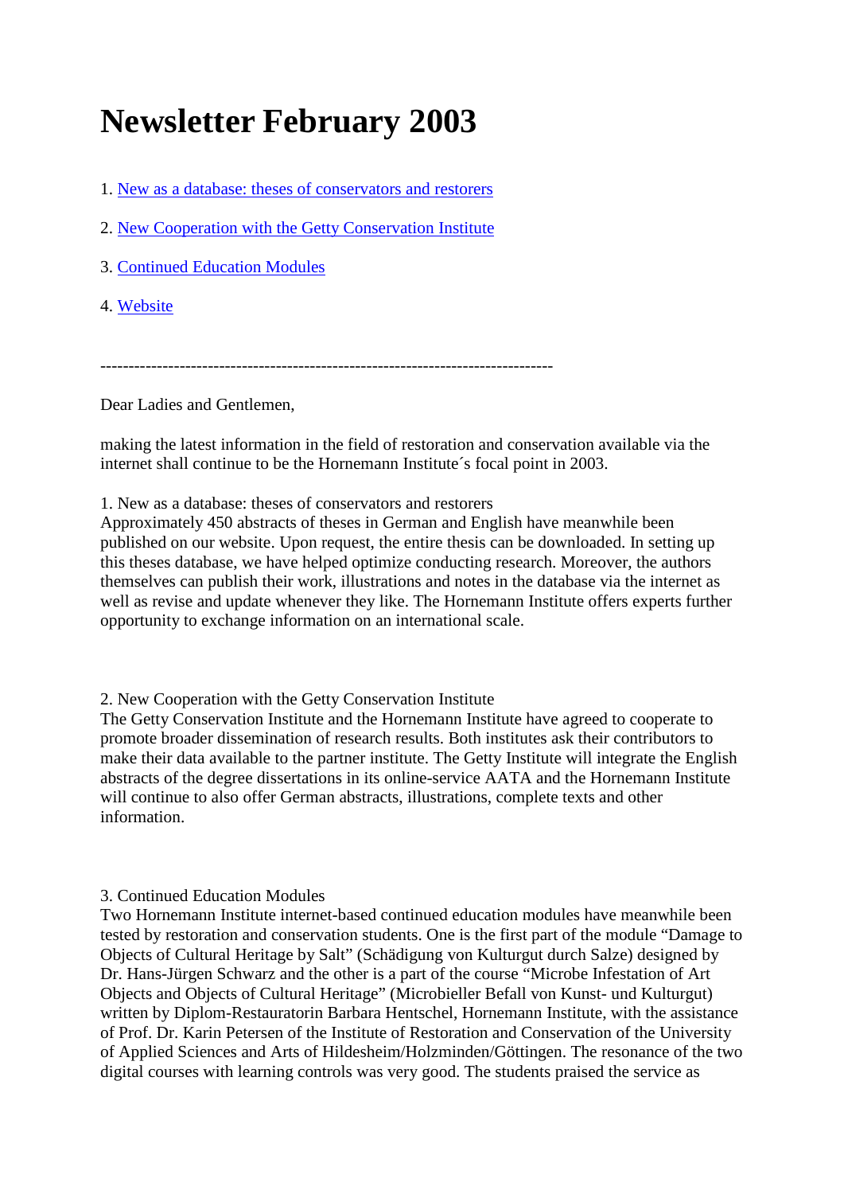# Newsletter February 2003

1. New as a database: theses of conservators and restorers

2. New Cooperation with the Getty Conservation Institute

3. Continued Education Modules

4. Website

-------------------------------------------------------------------------------

Dear Ladies and Gentlemen,

making the latest information in the field of restoration and conservation available via the internet shall continue to be the Hornemann Institute´s focal point in 2003.

1. New as a database: theses of conservators and restorers
Approximately 450 abstracts of theses in German and English have meanwhile been published on our website. Upon request, the entire thesis can be downloaded. In setting up this theses database, we have helped optimize conducting research. Moreover, the authors themselves can publish their work, illustrations and notes in the database via the internet as well as revise and update whenever they like. The Hornemann Institute offers experts further opportunity to exchange information on an international scale.

2. New Cooperation with the Getty Conservation Institute
The Getty Conservation Institute and the Hornemann Institute have agreed to cooperate to promote broader dissemination of research results. Both institutes ask their contributors to make their data available to the partner institute. The Getty Institute will integrate the English abstracts of the degree dissertations in its online-service AATA and the Hornemann Institute will continue to also offer German abstracts, illustrations, complete texts and other information.

3. Continued Education Modules
Two Hornemann Institute internet-based continued education modules have meanwhile been tested by restoration and conservation students. One is the first part of the module "Damage to Objects of Cultural Heritage by Salt" (Schädigung von Kulturgut durch Salze) designed by Dr. Hans-Jürgen Schwarz and the other is a part of the course "Microbe Infestation of Art Objects and Objects of Cultural Heritage" (Microbieller Befall von Kunst- und Kulturgut) written by Diplom-Restauratorin Barbara Hentschel, Hornemann Institute, with the assistance of Prof. Dr. Karin Petersen of the Institute of Restoration and Conservation of the University of Applied Sciences and Arts of Hildesheim/Holzminden/Göttingen. The resonance of the two digital courses with learning controls was very good. The students praised the service as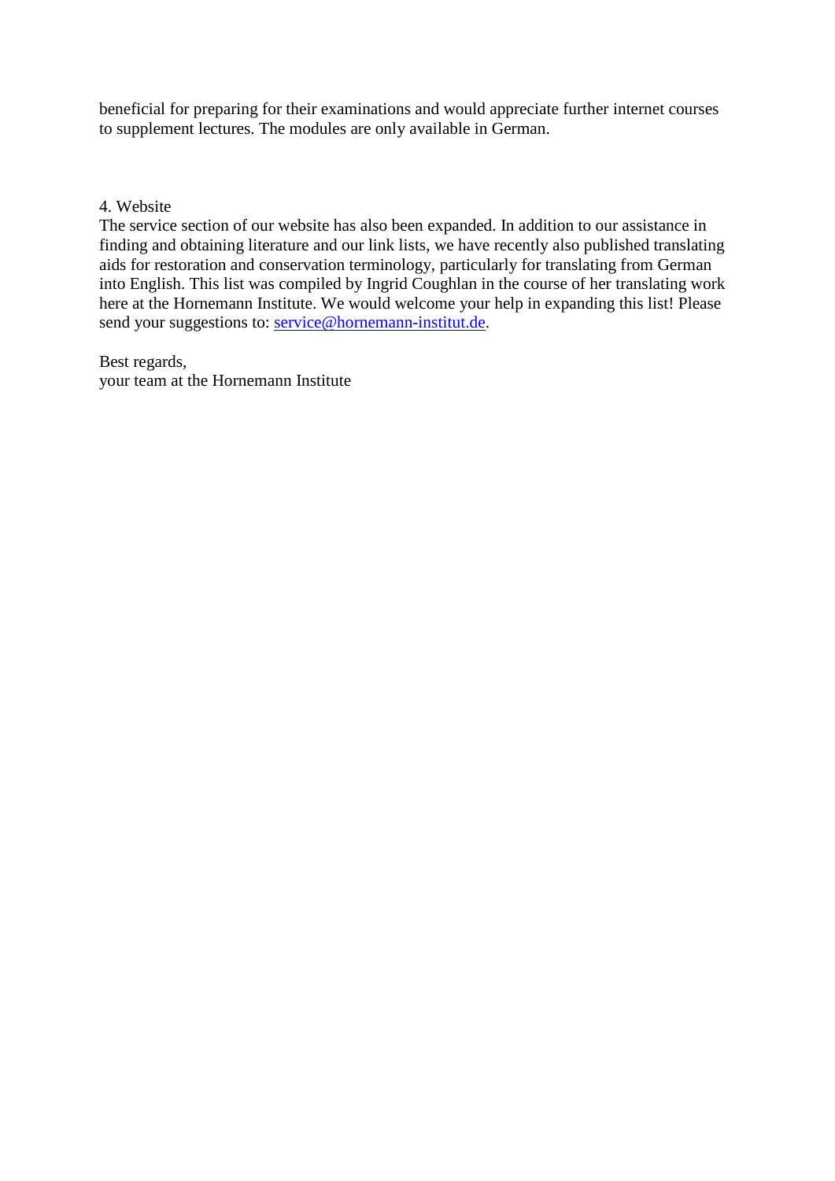beneficial for preparing for their examinations and would appreciate further internet courses to supplement lectures. The modules are only available in German.

4. Website

The service section of our website has also been expanded. In addition to our assistance in finding and obtaining literature and our link lists, we have recently also published translating aids for restoration and conservation terminology, particularly for translating from German into English. This list was compiled by Ingrid Coughlan in the course of her translating work here at the Hornemann Institute. We would welcome your help in expanding this list! Please send your suggestions to: service@hornemann-institut.de.

Best regards,
your team at the Hornemann Institute